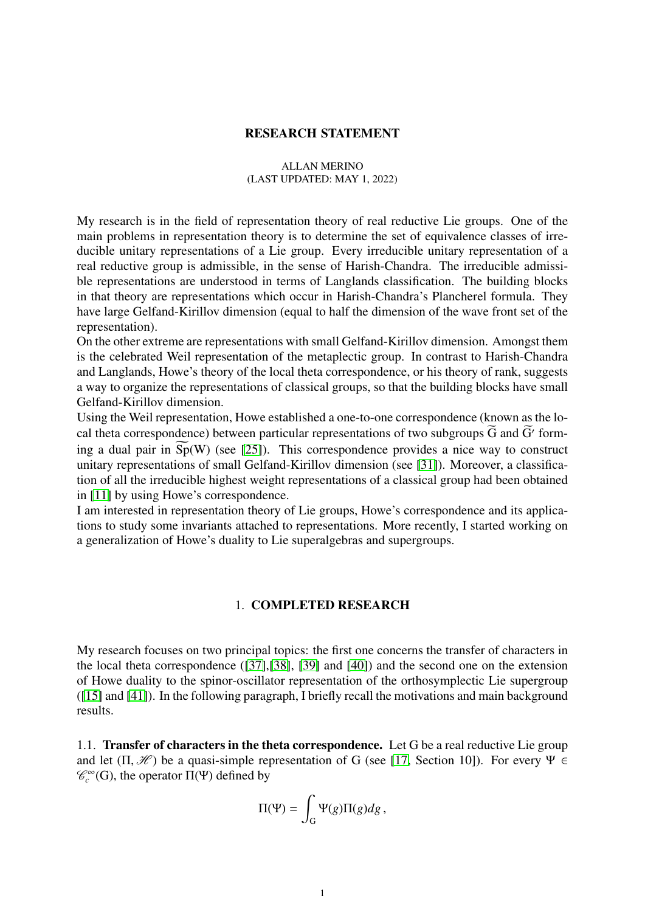# RESEARCH STATEMENT

ALLAN MERINO
(LAST UPDATED: MAY 1, 2022)

My research is in the field of representation theory of real reductive Lie groups. One of the main problems in representation theory is to determine the set of equivalence classes of irreducible unitary representations of a Lie group. Every irreducible unitary representation of a real reductive group is admissible, in the sense of Harish-Chandra. The irreducible admissible representations are understood in terms of Langlands classification. The building blocks in that theory are representations which occur in Harish-Chandra's Plancherel formula. They have large Gelfand-Kirillov dimension (equal to half the dimension of the wave front set of the representation).

On the other extreme are representations with small Gelfand-Kirillov dimension. Amongst them is the celebrated Weil representation of the metaplectic group. In contrast to Harish-Chandra and Langlands, Howe's theory of the local theta correspondence, or his theory of rank, suggests a way to organize the representations of classical groups, so that the building blocks have small Gelfand-Kirillov dimension.

Using the Weil representation, Howe established a one-to-one correspondence (known as the local theta correspondence) between particular representations of two subgroups $\widetilde{\mathrm{G}}$ and $\widetilde{\mathrm{G}}'$ forming a dual pair in $\widetilde{\mathrm{Sp}}(\mathrm{W})$ (see [25]). This correspondence provides a nice way to construct unitary representations of small Gelfand-Kirillov dimension (see [31]). Moreover, a classification of all the irreducible highest weight representations of a classical group had been obtained in [11] by using Howe's correspondence.

I am interested in representation theory of Lie groups, Howe's correspondence and its applications to study some invariants attached to representations. More recently, I started working on a generalization of Howe's duality to Lie superalgebras and supergroups.

## 1. COMPLETED RESEARCH

My research focuses on two principal topics: the first one concerns the transfer of characters in the local theta correspondence ([37],[38], [39] and [40]) and the second one on the extension of Howe duality to the spinor-oscillator representation of the orthosymplectic Lie supergroup ([15] and [41]). In the following paragraph, I briefly recall the motivations and main background results.

1.1. **Transfer of characters in the theta correspondence.** Let G be a real reductive Lie group and let $(\Pi, \mathscr{H})$ be a quasi-simple representation of G (see [17, Section 10]). For every $\Psi \in \mathscr{C}_c^\infty(\mathrm{G})$, the operator $\Pi(\Psi)$ defined by

$$\Pi(\Psi) = \int_{\mathrm{G}} \Psi(g)\Pi(g)dg\,,$$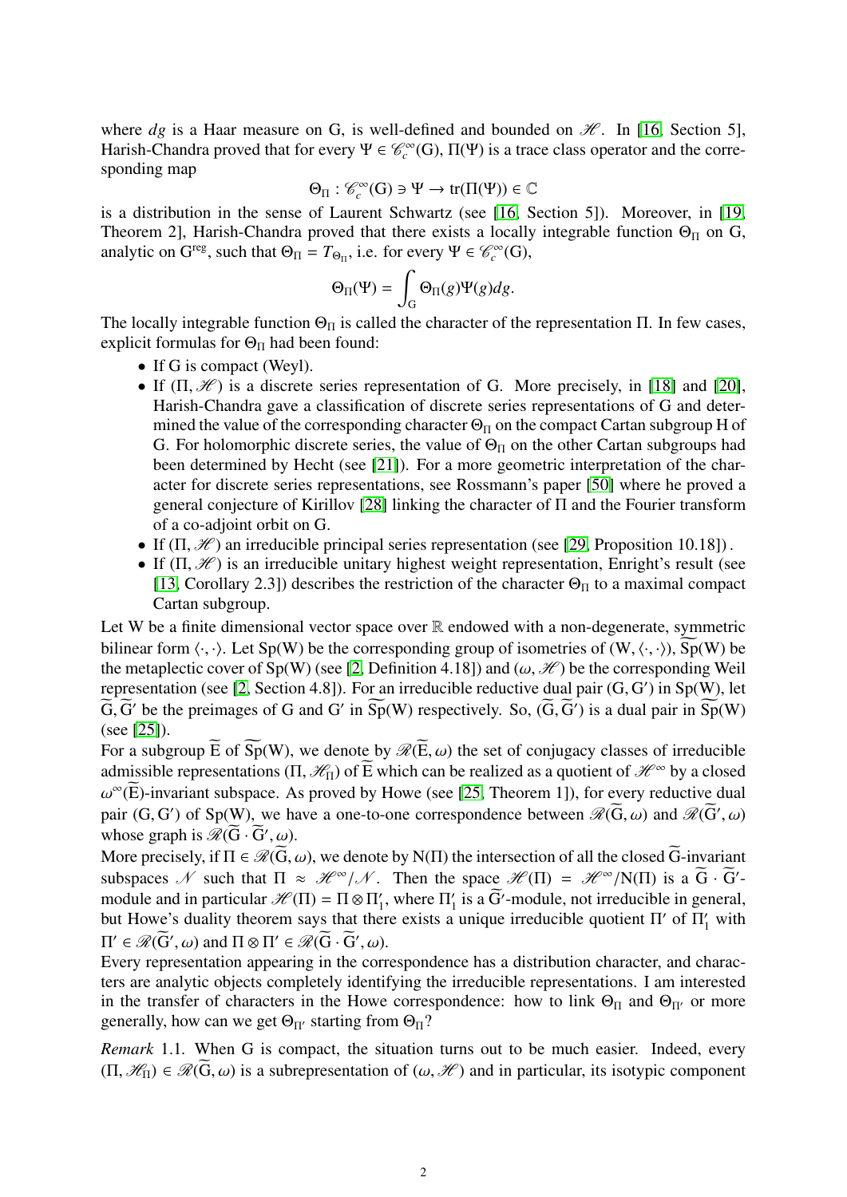where $dg$ is a Haar measure on G, is well-defined and bounded on $\mathscr{H}$. In [16, Section 5], Harish-Chandra proved that for every $\Psi \in \mathscr{C}_c^\infty(\mathrm{G})$, $\Pi(\Psi)$ is a trace class operator and the corresponding map

$$\Theta_\Pi : \mathscr{C}_c^\infty(\mathrm{G}) \ni \Psi \to \mathrm{tr}(\Pi(\Psi)) \in \mathbb{C}$$

is a distribution in the sense of Laurent Schwartz (see [16, Section 5]). Moreover, in [19, Theorem 2], Harish-Chandra proved that there exists a locally integrable function $\Theta_\Pi$ on G, analytic on $\mathrm{G}^{\mathrm{reg}}$, such that $\Theta_\Pi = T_{\Theta_\Pi}$, i.e. for every $\Psi \in \mathscr{C}_c^\infty(\mathrm{G})$,

$$\Theta_\Pi(\Psi) = \int_{\mathrm{G}} \Theta_\Pi(g)\Psi(g)dg.$$

The locally integrable function $\Theta_\Pi$ is called the character of the representation $\Pi$. In few cases, explicit formulas for $\Theta_\Pi$ had been found:

- If G is compact (Weyl).
- If $(\Pi, \mathscr{H})$ is a discrete series representation of G. More precisely, in [18] and [20], Harish-Chandra gave a classification of discrete series representations of G and determined the value of the corresponding character $\Theta_\Pi$ on the compact Cartan subgroup H of G. For holomorphic discrete series, the value of $\Theta_\Pi$ on the other Cartan subgroups had been determined by Hecht (see [21]). For a more geometric interpretation of the character for discrete series representations, see Rossmann's paper [50] where he proved a general conjecture of Kirillov [28] linking the character of $\Pi$ and the Fourier transform of a co-adjoint orbit on G.
- If $(\Pi, \mathscr{H})$ an irreducible principal series representation (see [29, Proposition 10.18]) .
- If $(\Pi, \mathscr{H})$ is an irreducible unitary highest weight representation, Enright's result (see [13, Corollary 2.3]) describes the restriction of the character $\Theta_\Pi$ to a maximal compact Cartan subgroup.

Let W be a finite dimensional vector space over $\mathbb{R}$ endowed with a non-degenerate, symmetric bilinear form $\langle \cdot, \cdot \rangle$. Let Sp(W) be the corresponding group of isometries of $(\mathrm{W}, \langle \cdot, \cdot \rangle)$, $\widetilde{\mathrm{Sp}}(\mathrm{W})$ be the metaplectic cover of Sp(W) (see [2, Definition 4.18]) and $(\omega, \mathscr{H})$ be the corresponding Weil representation (see [2, Section 4.8]). For an irreducible reductive dual pair $(\mathrm{G}, \mathrm{G}')$ in Sp(W), let $\widetilde{\mathrm{G}}, \widetilde{\mathrm{G}}'$ be the preimages of G and G′ in $\widetilde{\mathrm{Sp}}(\mathrm{W})$ respectively. So, $(\widetilde{\mathrm{G}}, \widetilde{\mathrm{G}}')$ is a dual pair in $\widetilde{\mathrm{Sp}}(\mathrm{W})$ (see [25]).

For a subgroup $\widetilde{\mathrm{E}}$ of $\widetilde{\mathrm{Sp}}(\mathrm{W})$, we denote by $\mathscr{R}(\widetilde{\mathrm{E}}, \omega)$ the set of conjugacy classes of irreducible admissible representations $(\Pi, \mathscr{H}_\Pi)$ of $\widetilde{\mathrm{E}}$ which can be realized as a quotient of $\mathscr{H}^\infty$ by a closed $\omega^\infty(\widetilde{\mathrm{E}})$-invariant subspace. As proved by Howe (see [25, Theorem 1]), for every reductive dual pair $(\mathrm{G}, \mathrm{G}')$ of Sp(W), we have a one-to-one correspondence between $\mathscr{R}(\widetilde{\mathrm{G}}, \omega)$ and $\mathscr{R}(\widetilde{\mathrm{G}}', \omega)$ whose graph is $\mathscr{R}(\widetilde{\mathrm{G}} \cdot \widetilde{\mathrm{G}}', \omega)$.

More precisely, if $\Pi \in \mathscr{R}(\widetilde{\mathrm{G}}, \omega)$, we denote by N($\Pi$) the intersection of all the closed $\widetilde{\mathrm{G}}$-invariant subspaces $\mathscr{N}$ such that $\Pi \approx \mathscr{H}^\infty/\mathscr{N}$. Then the space $\mathscr{H}(\Pi) = \mathscr{H}^\infty/\mathrm{N}(\Pi)$ is a $\widetilde{\mathrm{G}} \cdot \widetilde{\mathrm{G}}'$-module and in particular $\mathscr{H}(\Pi) = \Pi \otimes \Pi'_1$, where $\Pi'_1$ is a $\widetilde{\mathrm{G}}'$-module, not irreducible in general, but Howe's duality theorem says that there exists a unique irreducible quotient $\Pi'$ of $\Pi'_1$ with $\Pi' \in \mathscr{R}(\widetilde{\mathrm{G}}', \omega)$ and $\Pi \otimes \Pi' \in \mathscr{R}(\widetilde{\mathrm{G}} \cdot \widetilde{\mathrm{G}}', \omega)$.

Every representation appearing in the correspondence has a distribution character, and characters are analytic objects completely identifying the irreducible representations. I am interested in the transfer of characters in the Howe correspondence: how to link $\Theta_\Pi$ and $\Theta_{\Pi'}$ or more generally, how can we get $\Theta_{\Pi'}$ starting from $\Theta_\Pi$?

*Remark* 1.1. When G is compact, the situation turns out to be much easier. Indeed, every $(\Pi, \mathscr{H}_\Pi) \in \mathscr{R}(\widetilde{\mathrm{G}}, \omega)$ is a subrepresentation of $(\omega, \mathscr{H})$ and in particular, its isotypic component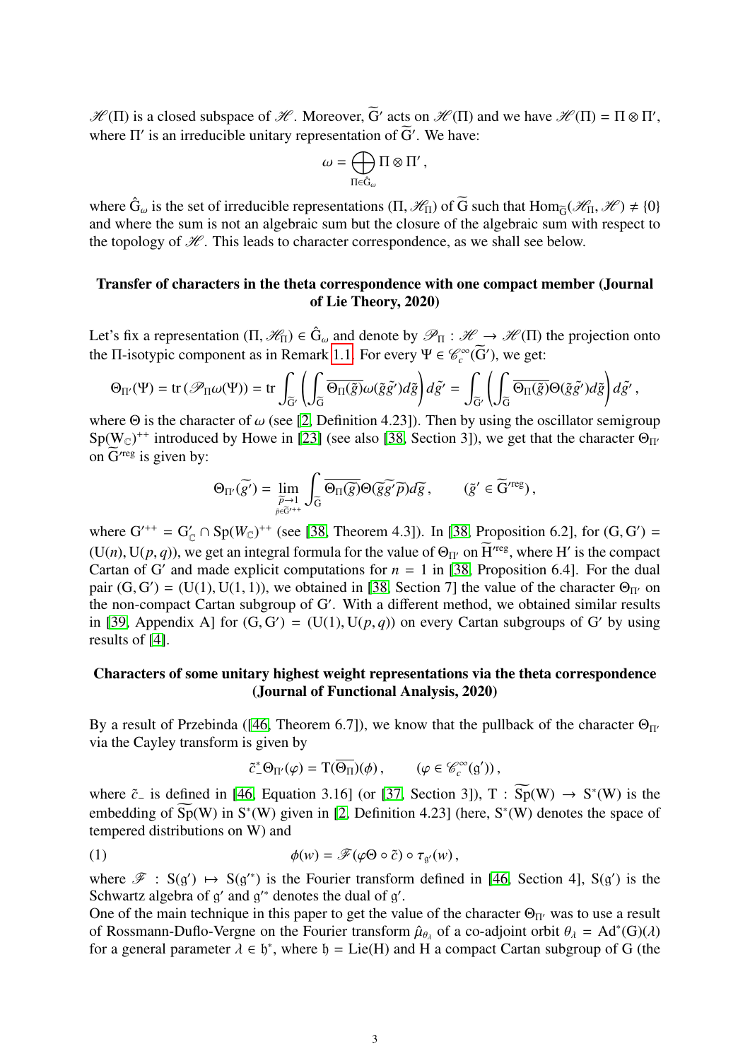$\mathscr{H}(\Pi)$ is a closed subspace of $\mathscr{H}$. Moreover, $\widetilde{\mathrm{G}}'$ acts on $\mathscr{H}(\Pi)$ and we have $\mathscr{H}(\Pi) = \Pi \otimes \Pi'$, where $\Pi'$ is an irreducible unitary representation of $\widetilde{\mathrm{G}}'$. We have:

$$\omega = \bigoplus_{\Pi \in \hat{\mathrm{G}}_\omega} \Pi \otimes \Pi' ,$$

where $\hat{\mathrm{G}}_\omega$ is the set of irreducible representations $(\Pi, \mathscr{H}_\Pi)$ of $\widetilde{\mathrm{G}}$ such that $\mathrm{Hom}_{\widetilde{\mathrm{G}}}(\mathscr{H}_\Pi, \mathscr{H}) \neq \{0\}$ and where the sum is not an algebraic sum but the closure of the algebraic sum with respect to the topology of $\mathscr{H}$. This leads to character correspondence, as we shall see below.

### Transfer of characters in the theta correspondence with one compact member (Journal of Lie Theory, 2020)

Let's fix a representation $(\Pi, \mathscr{H}_\Pi) \in \hat{\mathrm{G}}_\omega$ and denote by $\mathscr{P}_\Pi : \mathscr{H} \to \mathscr{H}(\Pi)$ the projection onto the $\Pi$-isotypic component as in Remark 1.1. For every $\Psi \in \mathscr{C}_c^\infty(\widetilde{\mathrm{G}}')$, we get:

$$\Theta_{\Pi'}(\Psi) = \mathrm{tr}\,(\mathscr{P}_\Pi \omega(\Psi)) = \mathrm{tr} \int_{\widetilde{\mathrm{G}}'} \left( \int_{\widetilde{\mathrm{G}}} \overline{\Theta_\Pi(\tilde{g})} \omega(\tilde{g}\tilde{g}') d\tilde{g} \right) d\tilde{g}' = \int_{\widetilde{\mathrm{G}}'} \left( \int_{\widetilde{\mathrm{G}}} \overline{\Theta_\Pi(\tilde{g})} \Theta(\tilde{g}\tilde{g}') d\tilde{g} \right) d\tilde{g}' ,$$

where $\Theta$ is the character of $\omega$ (see [2, Definition 4.23]). Then by using the oscillator semigroup $\mathrm{Sp}(\mathrm{W}_\mathbb{C})^{++}$ introduced by Howe in [23] (see also [38, Section 3]), we get that the character $\Theta_{\Pi'}$ on $\widetilde{\mathrm{G}}'^{\mathrm{reg}}$ is given by:

$$\Theta_{\Pi'}(\widetilde{g'}) = \lim_{\substack{\tilde{p} \to 1 \\ \tilde{p} \in \widetilde{\mathrm{G}}'^{++}}} \int_{\widetilde{\mathrm{G}}} \overline{\Theta_\Pi(\widetilde{g})} \Theta(\widetilde{g}\widetilde{g'}\widetilde{p}) d\widetilde{g} , \qquad (\tilde{g}' \in \widetilde{\mathrm{G}}'^{\mathrm{reg}}) ,$$

where $\mathrm{G}'^{++} = \mathrm{G}'_\mathbb{C} \cap \mathrm{Sp}(W_\mathbb{C})^{++}$ (see [38, Theorem 4.3]). In [38, Proposition 6.2], for $(\mathrm{G}, \mathrm{G}') = (\mathrm{U}(n), \mathrm{U}(p, q))$, we get an integral formula for the value of $\Theta_{\Pi'}$ on $\widetilde{\mathrm{H}}'^{\mathrm{reg}}$, where $\mathrm{H}'$ is the compact Cartan of $\mathrm{G}'$ and made explicit computations for $n = 1$ in [38, Proposition 6.4]. For the dual pair $(\mathrm{G}, \mathrm{G}') = (\mathrm{U}(1), \mathrm{U}(1, 1))$, we obtained in [38, Section 7] the value of the character $\Theta_{\Pi'}$ on the non-compact Cartan subgroup of $\mathrm{G}'$. With a different method, we obtained similar results in [39, Appendix A] for $(\mathrm{G}, \mathrm{G}') = (\mathrm{U}(1), \mathrm{U}(p, q))$ on every Cartan subgroups of $\mathrm{G}'$ by using results of [4].

### Characters of some unitary highest weight representations via the theta correspondence (Journal of Functional Analysis, 2020)

By a result of Przebinda ([46, Theorem 6.7]), we know that the pullback of the character $\Theta_{\Pi'}$ via the Cayley transform is given by

$$\tilde{c}_-^* \Theta_{\Pi'}(\varphi) = \mathrm{T}(\overline{\Theta_\Pi})(\phi) , \qquad (\varphi \in \mathscr{C}_c^\infty(\mathfrak{g}')) ,$$

where $\tilde{c}_-$ is defined in [46, Equation 3.16] (or [37, Section 3]), $\mathrm{T} : \widetilde{\mathrm{Sp}}(\mathrm{W}) \to \mathrm{S}^*(\mathrm{W})$ is the embedding of $\widetilde{\mathrm{Sp}}(\mathrm{W})$ in $\mathrm{S}^*(\mathrm{W})$ given in [2, Definition 4.23] (here, $\mathrm{S}^*(\mathrm{W})$ denotes the space of tempered distributions on W) and

$$\phi(w) = \mathscr{F}(\varphi \Theta \circ \tilde{c}) \circ \tau_{\mathfrak{g}'}(w) , \tag{1}$$

where $\mathscr{F} : \mathrm{S}(\mathfrak{g}') \mapsto \mathrm{S}(\mathfrak{g}'^*)$ is the Fourier transform defined in [46, Section 4], $\mathrm{S}(\mathfrak{g}')$ is the Schwartz algebra of $\mathfrak{g}'$ and $\mathfrak{g}'^*$ denotes the dual of $\mathfrak{g}'$.

One of the main technique in this paper to get the value of the character $\Theta_{\Pi'}$ was to use a result of Rossmann-Duflo-Vergne on the Fourier transform $\hat{\mu}_{\theta_\lambda}$ of a co-adjoint orbit $\theta_\lambda = \mathrm{Ad}^*(\mathrm{G})(\lambda)$ for a general parameter $\lambda \in \mathfrak{h}^*$, where $\mathfrak{h} = \mathrm{Lie}(\mathrm{H})$ and H a compact Cartan subgroup of G (the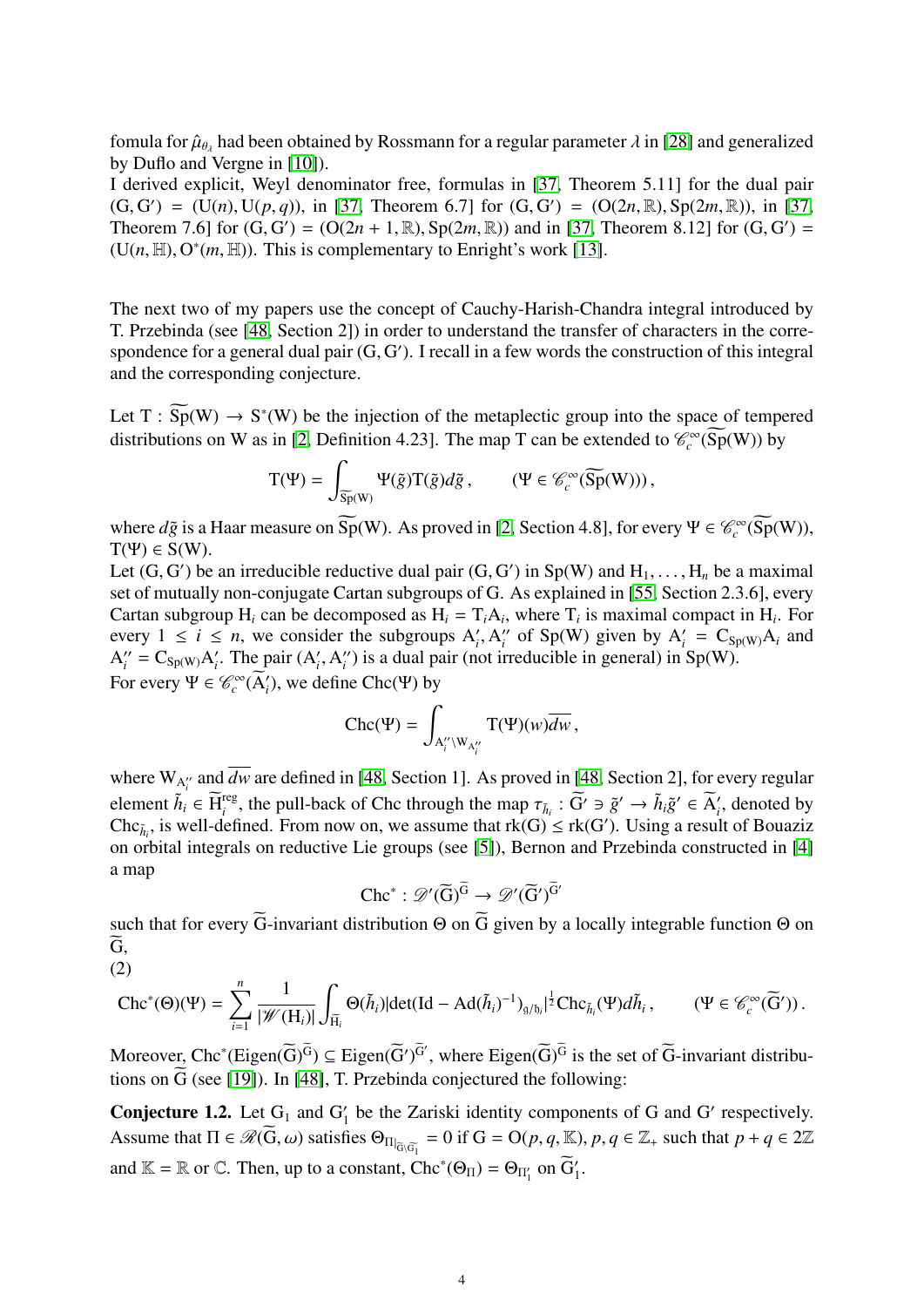fomula for $\hat{\mu}_{\theta_\lambda}$ had been obtained by Rossmann for a regular parameter $\lambda$ in [28] and generalized by Duflo and Vergne in [10]).
I derived explicit, Weyl denominator free, formulas in [37, Theorem 5.11] for the dual pair $(\mathrm{G}, \mathrm{G}') = (\mathrm{U}(n), \mathrm{U}(p,q))$, in [37, Theorem 6.7] for $(\mathrm{G}, \mathrm{G}') = (\mathrm{O}(2n, \mathbb{R}), \mathrm{Sp}(2m, \mathbb{R}))$, in [37, Theorem 7.6] for $(\mathrm{G}, \mathrm{G}') = (\mathrm{O}(2n+1, \mathbb{R}), \mathrm{Sp}(2m, \mathbb{R}))$ and in [37, Theorem 8.12] for $(\mathrm{G}, \mathrm{G}') = (\mathrm{U}(n, \mathbb{H}), \mathrm{O}^*(m, \mathbb{H}))$. This is complementary to Enright's work [13].

The next two of my papers use the concept of Cauchy-Harish-Chandra integral introduced by T. Przebinda (see [48, Section 2]) in order to understand the transfer of characters in the correspondence for a general dual pair $(\mathrm{G}, \mathrm{G}')$. I recall in a few words the construction of this integral and the corresponding conjecture.

Let $\mathrm{T} : \widetilde{\mathrm{Sp}}(\mathrm{W}) \to \mathrm{S}^*(\mathrm{W})$ be the injection of the metaplectic group into the space of tempered distributions on W as in [2, Definition 4.23]. The map T can be extended to $\mathscr{C}_c^\infty(\widetilde{\mathrm{Sp}}(\mathrm{W}))$ by

$$\mathrm{T}(\Psi) = \int_{\widetilde{\mathrm{Sp}}(\mathrm{W})} \Psi(\tilde{g})\mathrm{T}(\tilde{g})d\tilde{g}\,, \qquad (\Psi \in \mathscr{C}_c^\infty(\widetilde{\mathrm{Sp}}(\mathrm{W})))\,,$$

where $d\tilde{g}$ is a Haar measure on $\widetilde{\mathrm{Sp}}(\mathrm{W})$. As proved in [2, Section 4.8], for every $\Psi \in \mathscr{C}_c^\infty(\widetilde{\mathrm{Sp}}(\mathrm{W}))$, $\mathrm{T}(\Psi) \in \mathrm{S}(\mathrm{W})$.
Let $(\mathrm{G}, \mathrm{G}')$ be an irreducible reductive dual pair $(\mathrm{G}, \mathrm{G}')$ in $\mathrm{Sp}(\mathrm{W})$ and $\mathrm{H}_1, \dots, \mathrm{H}_n$ be a maximal set of mutually non-conjugate Cartan subgroups of G. As explained in [55, Section 2.3.6], every Cartan subgroup $\mathrm{H}_i$ can be decomposed as $\mathrm{H}_i = \mathrm{T}_i\mathrm{A}_i$, where $\mathrm{T}_i$ is maximal compact in $\mathrm{H}_i$. For every $1 \leq i \leq n$, we consider the subgroups $\mathrm{A}'_i, \mathrm{A}''_i$ of $\mathrm{Sp}(\mathrm{W})$ given by $\mathrm{A}'_i = \mathrm{C}_{\mathrm{Sp}(\mathrm{W})}\mathrm{A}_i$ and $\mathrm{A}''_i = \mathrm{C}_{\mathrm{Sp}(\mathrm{W})}\mathrm{A}'_i$. The pair $(\mathrm{A}'_i, \mathrm{A}''_i)$ is a dual pair (not irreducible in general) in $\mathrm{Sp}(\mathrm{W})$.
For every $\Psi \in \mathscr{C}_c^\infty(\widetilde{\mathrm{A}}'_i)$, we define $\mathrm{Chc}(\Psi)$ by

$$\mathrm{Chc}(\Psi) = \int_{\mathrm{A}''_i \backslash \mathrm{W}_{\mathrm{A}''_i}} \mathrm{T}(\Psi)(w)\overline{dw}\,,$$

where $\mathrm{W}_{\mathrm{A}''_i}$ and $\overline{dw}$ are defined in [48, Section 1]. As proved in [48, Section 2], for every regular element $\tilde{h}_i \in \widetilde{\mathrm{H}}_i^{\mathrm{reg}}$, the pull-back of Chc through the map $\tau_{\tilde{h}_i} : \widetilde{\mathrm{G}}' \ni \tilde{g}' \to \tilde{h}_i\tilde{g}' \in \widetilde{\mathrm{A}}'_i$, denoted by $\mathrm{Chc}_{\tilde{h}_i}$, is well-defined. From now on, we assume that $\mathrm{rk}(\mathrm{G}) \leq \mathrm{rk}(\mathrm{G}')$. Using a result of Bouaziz on orbital integrals on reductive Lie groups (see [5]), Bernon and Przebinda constructed in [4] a map

$$\mathrm{Chc}^* : \mathscr{D}'(\widetilde{\mathrm{G}})^{\widetilde{\mathrm{G}}} \to \mathscr{D}'(\widetilde{\mathrm{G}}')^{\widetilde{\mathrm{G}}'}$$

such that for every $\widetilde{\mathrm{G}}$-invariant distribution $\Theta$ on $\widetilde{\mathrm{G}}$ given by a locally integrable function $\Theta$ on $\widetilde{\mathrm{G}}$,
(2)

$$\mathrm{Chc}^*(\Theta)(\Psi) = \sum_{i=1}^n \frac{1}{|\mathscr{W}(\mathrm{H}_i)|}\int_{\widetilde{\mathrm{H}}_i} \Theta(\tilde{h}_i)|\det(\mathrm{Id} - \mathrm{Ad}(\tilde{h}_i)^{-1})_{\mathfrak{g}/\mathfrak{h}_i}|^{\frac{1}{2}}\mathrm{Chc}_{\tilde{h}_i}(\Psi)d\tilde{h}_i\,, \qquad (\Psi \in \mathscr{C}_c^\infty(\widetilde{\mathrm{G}}'))\,.$$

Moreover, $\mathrm{Chc}^*(\mathrm{Eigen}(\widetilde{\mathrm{G}})^{\widetilde{\mathrm{G}}}) \subseteq \mathrm{Eigen}(\widetilde{\mathrm{G}}')^{\widetilde{\mathrm{G}}'}$, where $\mathrm{Eigen}(\widetilde{\mathrm{G}})^{\widetilde{\mathrm{G}}}$ is the set of $\widetilde{\mathrm{G}}$-invariant distributions on $\widetilde{\mathrm{G}}$ (see [19]). In [48], T. Przebinda conjectured the following:

**Conjecture 1.2.** *Let $\mathrm{G}_1$ and $\mathrm{G}'_1$ be the Zariski identity components of G and G′ respectively. Assume that $\Pi \in \mathscr{R}(\widetilde{\mathrm{G}}, \omega)$ satisfies $\Theta_{\Pi|_{\widetilde{\mathrm{G}}\backslash\widetilde{\mathrm{G}}_1}} = 0$ if $\mathrm{G} = \mathrm{O}(p, q, \mathbb{K})$, $p, q \in \mathbb{Z}_+$ such that $p + q \in 2\mathbb{Z}$ and $\mathbb{K} = \mathbb{R}$ or $\mathbb{C}$. Then, up to a constant, $\mathrm{Chc}^*(\Theta_\Pi) = \Theta_{\Pi'_1}$ on $\widetilde{\mathrm{G}}'_1$.*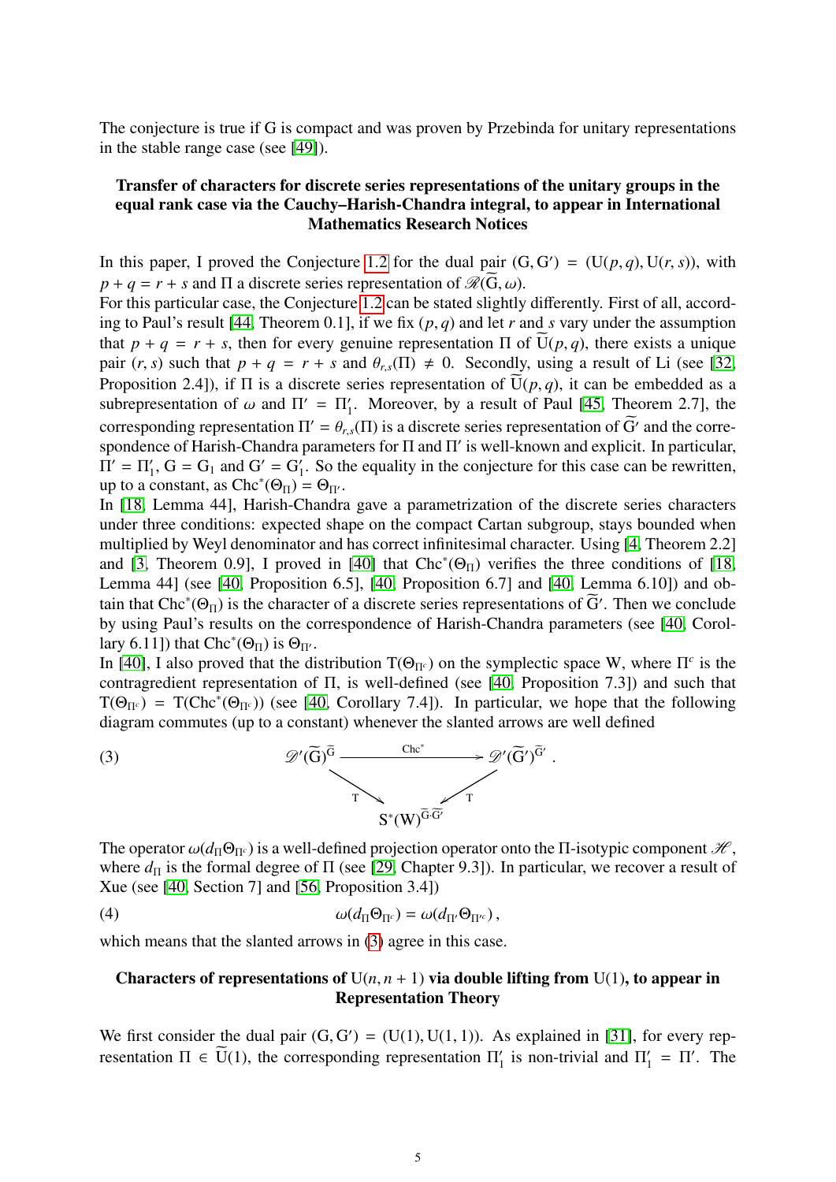The conjecture is true if G is compact and was proven by Przebinda for unitary representations in the stable range case (see [49]).

### Transfer of characters for discrete series representations of the unitary groups in the equal rank case via the Cauchy–Harish-Chandra integral, to appear in International Mathematics Research Notices

In this paper, I proved the Conjecture 1.2 for the dual pair $(\mathrm{G}, \mathrm{G}') = (\mathrm{U}(p,q), \mathrm{U}(r,s))$, with $p + q = r + s$ and $\Pi$ a discrete series representation of $\mathscr{R}(\widetilde{\mathrm{G}}, \omega)$.
For this particular case, the Conjecture 1.2 can be stated slightly differently. First of all, according to Paul's result [44, Theorem 0.1], if we fix $(p,q)$ and let $r$ and $s$ vary under the assumption that $p + q = r + s$, then for every genuine representation $\Pi$ of $\widetilde{\mathrm{U}}(p,q)$, there exists a unique pair $(r,s)$ such that $p + q = r + s$ and $\theta_{r,s}(\Pi) \neq 0$. Secondly, using a result of Li (see [32, Proposition 2.4]), if $\Pi$ is a discrete series representation of $\widetilde{\mathrm{U}}(p,q)$, it can be embedded as a subrepresentation of $\omega$ and $\Pi' = \Pi'_1$. Moreover, by a result of Paul [45, Theorem 2.7], the corresponding representation $\Pi' = \theta_{r,s}(\Pi)$ is a discrete series representation of $\widetilde{\mathrm{G}}'$ and the correspondence of Harish-Chandra parameters for $\Pi$ and $\Pi'$ is well-known and explicit. In particular, $\Pi' = \Pi'_1$, $\mathrm{G} = \mathrm{G}_1$ and $\mathrm{G}' = \mathrm{G}'_1$. So the equality in the conjecture for this case can be rewritten, up to a constant, as $\mathrm{Chc}^*(\Theta_\Pi) = \Theta_{\Pi'}$.
In [18, Lemma 44], Harish-Chandra gave a parametrization of the discrete series characters under three conditions: expected shape on the compact Cartan subgroup, stays bounded when multiplied by Weyl denominator and has correct infinitesimal character. Using [4, Theorem 2.2] and [3, Theorem 0.9], I proved in [40] that $\mathrm{Chc}^*(\Theta_\Pi)$ verifies the three conditions of [18, Lemma 44] (see [40, Proposition 6.5], [40, Proposition 6.7] and [40, Lemma 6.10]) and obtain that $\mathrm{Chc}^*(\Theta_\Pi)$ is the character of a discrete series representations of $\widetilde{\mathrm{G}}'$. Then we conclude by using Paul's results on the correspondence of Harish-Chandra parameters (see [40, Corollary 6.11]) that $\mathrm{Chc}^*(\Theta_\Pi)$ is $\Theta_{\Pi'}$.
In [40], I also proved that the distribution $\mathrm{T}(\Theta_{\Pi^c})$ on the symplectic space W, where $\Pi^c$ is the contragredient representation of $\Pi$, is well-defined (see [40, Proposition 7.3]) and such that $\mathrm{T}(\Theta_{\Pi^c}) = \mathrm{T}(\mathrm{Chc}^*(\Theta_{\Pi^c}))$ (see [40, Corollary 7.4]). In particular, we hope that the following diagram commutes (up to a constant) whenever the slanted arrows are well defined

$$
\begin{array}{ccc}
\mathscr{D}'(\widetilde{\mathrm{G}})^{\widetilde{\mathrm{G}}} & \xrightarrow{\quad \mathrm{Chc}^* \quad} & \mathscr{D}'(\widetilde{\mathrm{G}}')^{\widetilde{\mathrm{G}}'} \\
& {\scriptstyle \mathrm{T}}\searrow \qquad \swarrow{\scriptstyle \mathrm{T}} & \\
& \mathrm{S}^*(\mathrm{W})^{\widetilde{\mathrm{G}}\cdot\widetilde{\mathrm{G}}'} &
\end{array} \tag{3}
$$

The operator $\omega(d_\Pi \Theta_{\Pi^c})$ is a well-defined projection operator onto the $\Pi$-isotypic component $\mathscr{H}$, where $d_\Pi$ is the formal degree of $\Pi$ (see [29, Chapter 9.3]). In particular, we recover a result of Xue (see [40, Section 7] and [56, Proposition 3.4])

$$
\omega(d_\Pi \Theta_{\Pi^c}) = \omega(d_{\Pi'} \Theta_{\Pi'^c}), \tag{4}
$$

which means that the slanted arrows in (3) agree in this case.

### Characters of representations of $\mathrm{U}(n, n+1)$ via double lifting from $\mathrm{U}(1)$, to appear in Representation Theory

We first consider the dual pair $(\mathrm{G}, \mathrm{G}') = (\mathrm{U}(1), \mathrm{U}(1,1))$. As explained in [31], for every representation $\Pi \in \widetilde{\mathrm{U}}(1)$, the corresponding representation $\Pi'_1$ is non-trivial and $\Pi'_1 = \Pi'$. The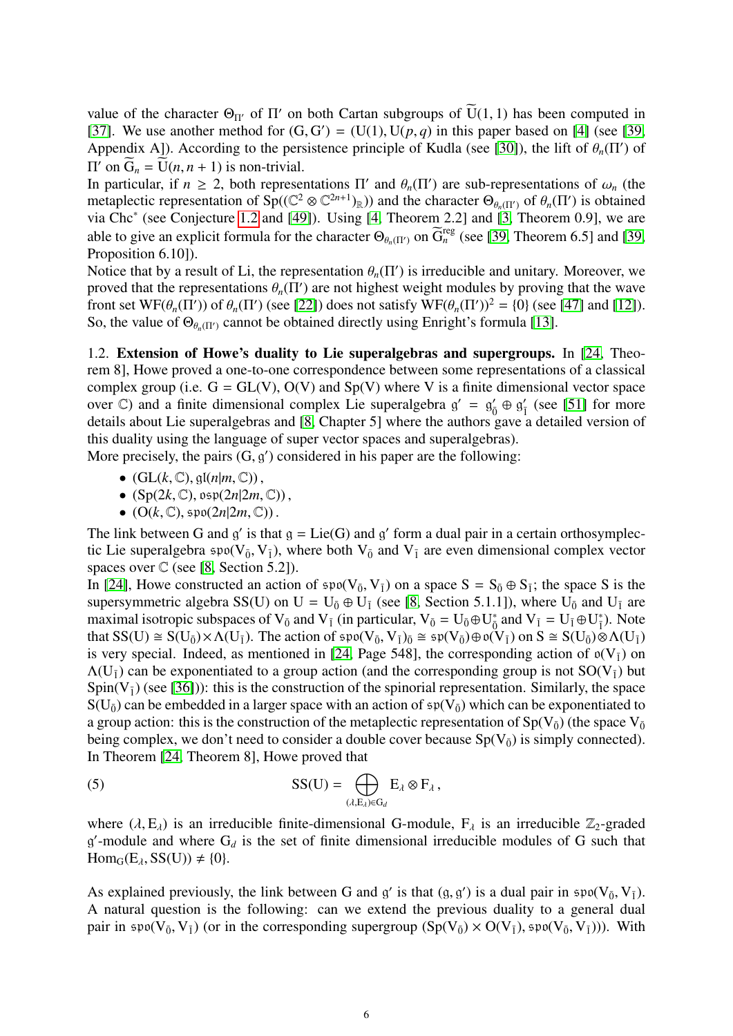value of the character $\Theta_{\Pi'}$ of $\Pi'$ on both Cartan subgroups of $\widetilde{\mathrm{U}}(1,1)$ has been computed in [37]. We use another method for $(\mathrm{G},\mathrm{G}') = (\mathrm{U}(1),\mathrm{U}(p,q))$ in this paper based on [4] (see [39, Appendix A]). According to the persistence principle of Kudla (see [30]), the lift of $\theta_n(\Pi')$ of $\Pi'$ on $\widetilde{\mathrm{G}}_n = \widetilde{\mathrm{U}}(n,n+1)$ is non-trivial.

In particular, if $n \geq 2$, both representations $\Pi'$ and $\theta_n(\Pi')$ are sub-representations of $\omega_n$ (the metaplectic representation of $\mathrm{Sp}((\mathbb{C}^2 \otimes \mathbb{C}^{2n+1})_{\mathbb{R}})$) and the character $\Theta_{\theta_n(\Pi')}$ of $\theta_n(\Pi')$ is obtained via $\mathrm{Chc}^*$ (see Conjecture 1.2 and [49]). Using [4, Theorem 2.2] and [3, Theorem 0.9], we are able to give an explicit formula for the character $\Theta_{\theta_n(\Pi')}$ on $\widetilde{\mathrm{G}}_n^{\mathrm{reg}}$ (see [39, Theorem 6.5] and [39, Proposition 6.10]).

Notice that by a result of Li, the representation $\theta_n(\Pi')$ is irreducible and unitary. Moreover, we proved that the representations $\theta_n(\Pi')$ are not highest weight modules by proving that the wave front set $\mathrm{WF}(\theta_n(\Pi'))$ of $\theta_n(\Pi')$ (see [22]) does not satisfy $\mathrm{WF}(\theta_n(\Pi'))^2 = \{0\}$ (see [47] and [12]). So, the value of $\Theta_{\theta_n(\Pi')}$ cannot be obtained directly using Enright's formula [13].

1.2. **Extension of Howe's duality to Lie superalgebras and supergroups.** In [24, Theorem 8], Howe proved a one-to-one correspondence between some representations of a classical complex group (i.e. $\mathrm{G} = \mathrm{GL}(\mathrm{V})$, $\mathrm{O}(\mathrm{V})$ and $\mathrm{Sp}(\mathrm{V})$ where V is a finite dimensional vector space over $\mathbb{C}$) and a finite dimensional complex Lie superalgebra $\mathfrak{g}' = \mathfrak{g}'_{\bar{0}} \oplus \mathfrak{g}'_{\bar{1}}$ (see [51] for more details about Lie superalgebras and [8, Chapter 5] where the authors gave a detailed version of this duality using the language of super vector spaces and superalgebras).

More precisely, the pairs $(\mathrm{G},\mathfrak{g}')$ considered in his paper are the following:

- $(\mathrm{GL}(k,\mathbb{C}), \mathfrak{gl}(n|m,\mathbb{C}))$,
- $(\mathrm{Sp}(2k,\mathbb{C}), \mathfrak{osp}(2n|2m,\mathbb{C}))$,
- $(\mathrm{O}(k,\mathbb{C}), \mathfrak{spo}(2n|2m,\mathbb{C}))$.

The link between G and $\mathfrak{g}'$ is that $\mathfrak{g} = \mathrm{Lie}(\mathrm{G})$ and $\mathfrak{g}'$ form a dual pair in a certain orthosymplectic Lie superalgebra $\mathfrak{spo}(\mathrm{V}_{\bar{0}},\mathrm{V}_{\bar{1}})$, where both $\mathrm{V}_{\bar{0}}$ and $\mathrm{V}_{\bar{1}}$ are even dimensional complex vector spaces over $\mathbb{C}$ (see [8, Section 5.2]).

In [24], Howe constructed an action of $\mathfrak{spo}(\mathrm{V}_{\bar{0}},\mathrm{V}_{\bar{1}})$ on a space $\mathrm{S} = \mathrm{S}_{\bar{0}} \oplus \mathrm{S}_{\bar{1}}$; the space S is the supersymmetric algebra $\mathrm{SS}(\mathrm{U})$ on $\mathrm{U} = \mathrm{U}_{\bar{0}} \oplus \mathrm{U}_{\bar{1}}$ (see [8, Section 5.1.1]), where $\mathrm{U}_{\bar{0}}$ and $\mathrm{U}_{\bar{1}}$ are maximal isotropic subspaces of $\mathrm{V}_{\bar{0}}$ and $\mathrm{V}_{\bar{1}}$ (in particular, $\mathrm{V}_{\bar{0}} = \mathrm{U}_{\bar{0}} \oplus \mathrm{U}^*_{\bar{0}}$ and $\mathrm{V}_{\bar{1}} = \mathrm{U}_{\bar{1}} \oplus \mathrm{U}^*_{\bar{1}}$). Note that $\mathrm{SS}(\mathrm{U}) \cong \mathrm{S}(\mathrm{U}_{\bar{0}}) \times \Lambda(\mathrm{U}_{\bar{1}})$. The action of $\mathfrak{spo}(\mathrm{V}_{\bar{0}},\mathrm{V}_{\bar{1}})_{\bar{0}} \cong \mathfrak{sp}(\mathrm{V}_{\bar{0}}) \oplus \mathfrak{o}(\mathrm{V}_{\bar{1}})$ on $\mathrm{S} \cong \mathrm{S}(\mathrm{U}_{\bar{0}}) \otimes \Lambda(\mathrm{U}_{\bar{1}})$ is very special. Indeed, as mentioned in [24, Page 548], the corresponding action of $\mathfrak{o}(\mathrm{V}_{\bar{1}})$ on $\Lambda(\mathrm{U}_{\bar{1}})$ can be exponentiated to a group action (and the corresponding group is not $\mathrm{SO}(\mathrm{V}_{\bar{1}})$ but $\mathrm{Spin}(\mathrm{V}_{\bar{1}})$ (see [36])): this is the construction of the spinorial representation. Similarly, the space $\mathrm{S}(\mathrm{U}_{\bar{0}})$ can be embedded in a larger space with an action of $\mathfrak{sp}(\mathrm{V}_{\bar{0}})$ which can be exponentiated to a group action: this is the construction of the metaplectic representation of $\mathrm{Sp}(\mathrm{V}_{\bar{0}})$ (the space $\mathrm{V}_{\bar{0}}$ being complex, we don't need to consider a double cover because $\mathrm{Sp}(\mathrm{V}_{\bar{0}})$ is simply connected).

In Theorem [24, Theorem 8], Howe proved that

$$\mathrm{SS}(\mathrm{U}) = \bigoplus_{(\lambda,\mathrm{E}_\lambda)\in\mathrm{G}_d} \mathrm{E}_\lambda \otimes \mathrm{F}_\lambda\,, \tag{5}$$

where $(\lambda,\mathrm{E}_\lambda)$ is an irreducible finite-dimensional G-module, $\mathrm{F}_\lambda$ is an irreducible $\mathbb{Z}_2$-graded $\mathfrak{g}'$-module and where $\mathrm{G}_d$ is the set of finite dimensional irreducible modules of G such that $\mathrm{Hom}_{\mathrm{G}}(\mathrm{E}_\lambda,\mathrm{SS}(\mathrm{U})) \neq \{0\}$.

As explained previously, the link between G and $\mathfrak{g}'$ is that $(\mathfrak{g},\mathfrak{g}')$ is a dual pair in $\mathfrak{spo}(\mathrm{V}_{\bar{0}},\mathrm{V}_{\bar{1}})$. A natural question is the following: can we extend the previous duality to a general dual pair in $\mathfrak{spo}(\mathrm{V}_{\bar{0}},\mathrm{V}_{\bar{1}})$ (or in the corresponding supergroup $(\mathrm{Sp}(\mathrm{V}_{\bar{0}}) \times \mathrm{O}(\mathrm{V}_{\bar{1}}), \mathfrak{spo}(\mathrm{V}_{\bar{0}},\mathrm{V}_{\bar{1}}))$). With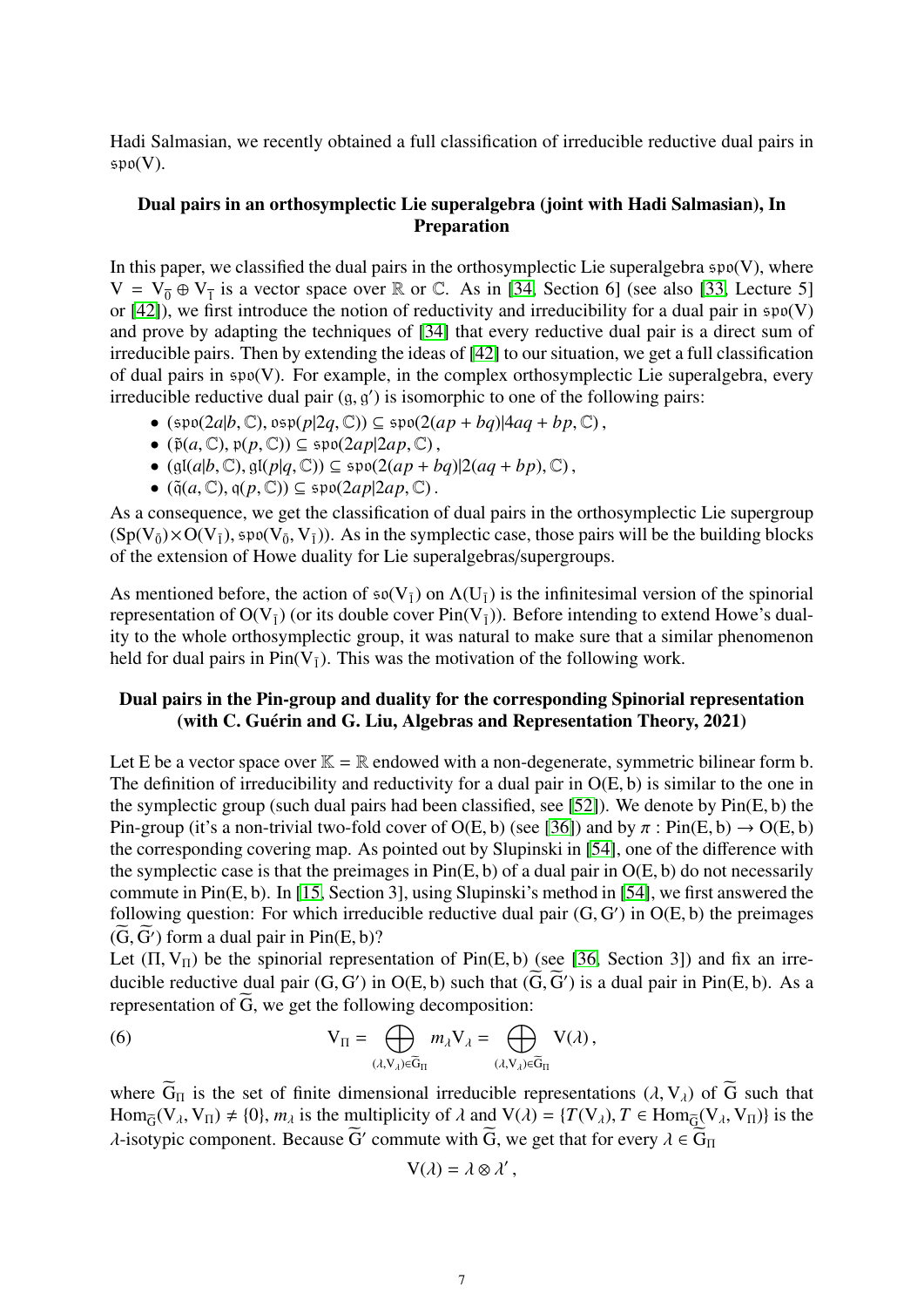Hadi Salmasian, we recently obtained a full classification of irreducible reductive dual pairs in $\mathfrak{spo}(\mathrm{V})$.

### Dual pairs in an orthosymplectic Lie superalgebra (joint with Hadi Salmasian), In Preparation

In this paper, we classified the dual pairs in the orthosymplectic Lie superalgebra $\mathfrak{spo}(\mathrm{V})$, where $\mathrm{V} = \mathrm{V}_{\bar{0}} \oplus \mathrm{V}_{\bar{1}}$ is a vector space over $\mathbb{R}$ or $\mathbb{C}$. As in [34, Section 6] (see also [33, Lecture 5] or [42]), we first introduce the notion of reductivity and irreducibility for a dual pair in $\mathfrak{spo}(\mathrm{V})$ and prove by adapting the techniques of [34] that every reductive dual pair is a direct sum of irreducible pairs. Then by extending the ideas of [42] to our situation, we get a full classification of dual pairs in $\mathfrak{spo}(\mathrm{V})$. For example, in the complex orthosymplectic Lie superalgebra, every irreducible reductive dual pair $(\mathfrak{g}, \mathfrak{g}')$ is isomorphic to one of the following pairs:

- $(\mathfrak{spo}(2a|b, \mathbb{C}), \mathfrak{osp}(p|2q, \mathbb{C})) \subseteq \mathfrak{spo}(2(ap + bq)|4aq + bp, \mathbb{C})$,
- $(\tilde{\mathfrak{p}}(a, \mathbb{C}), \mathfrak{p}(p, \mathbb{C})) \subseteq \mathfrak{spo}(2ap|2ap, \mathbb{C})$,
- $(\mathfrak{gl}(a|b, \mathbb{C}), \mathfrak{gl}(p|q, \mathbb{C})) \subseteq \mathfrak{spo}(2(ap + bq)|2(aq + bp), \mathbb{C})$,
- $(\tilde{\mathfrak{q}}(a, \mathbb{C}), \mathfrak{q}(p, \mathbb{C})) \subseteq \mathfrak{spo}(2ap|2ap, \mathbb{C})$.

As a consequence, we get the classification of dual pairs in the orthosymplectic Lie supergroup $(\mathrm{Sp}(\mathrm{V}_{\bar{0}}) \times \mathrm{O}(\mathrm{V}_{\bar{1}}), \mathfrak{spo}(\mathrm{V}_{\bar{0}}, \mathrm{V}_{\bar{1}}))$. As in the symplectic case, those pairs will be the building blocks of the extension of Howe duality for Lie superalgebras/supergroups.

As mentioned before, the action of $\mathfrak{so}(\mathrm{V}_{\bar{1}})$ on $\Lambda(\mathrm{U}_{\bar{1}})$ is the infinitesimal version of the spinorial representation of $\mathrm{O}(\mathrm{V}_{\bar{1}})$ (or its double cover $\mathrm{Pin}(\mathrm{V}_{\bar{1}})$). Before intending to extend Howe's duality to the whole orthosymplectic group, it was natural to make sure that a similar phenomenon held for dual pairs in $\mathrm{Pin}(\mathrm{V}_{\bar{1}})$. This was the motivation of the following work.

### Dual pairs in the Pin-group and duality for the corresponding Spinorial representation (with C. Guérin and G. Liu, Algebras and Representation Theory, 2021)

Let E be a vector space over $\mathbb{K} = \mathbb{R}$ endowed with a non-degenerate, symmetric bilinear form b. The definition of irreducibility and reductivity for a dual pair in $\mathrm{O}(\mathrm{E}, \mathrm{b})$ is similar to the one in the symplectic group (such dual pairs had been classified, see [52]). We denote by $\mathrm{Pin}(\mathrm{E}, \mathrm{b})$ the Pin-group (it's a non-trivial two-fold cover of $\mathrm{O}(\mathrm{E}, \mathrm{b})$ (see [36]) and by $\pi : \mathrm{Pin}(\mathrm{E}, \mathrm{b}) \to \mathrm{O}(\mathrm{E}, \mathrm{b})$ the corresponding covering map. As pointed out by Slupinski in [54], one of the difference with the symplectic case is that the preimages in $\mathrm{Pin}(\mathrm{E}, \mathrm{b})$ of a dual pair in $\mathrm{O}(\mathrm{E}, \mathrm{b})$ do not necessarily commute in $\mathrm{Pin}(\mathrm{E}, \mathrm{b})$. In [15, Section 3], using Slupinski's method in [54], we first answered the following question: For which irreducible reductive dual pair $(\mathrm{G}, \mathrm{G}')$ in $\mathrm{O}(\mathrm{E}, \mathrm{b})$ the preimages $(\widetilde{\mathrm{G}}, \widetilde{\mathrm{G}'})$ form a dual pair in $\mathrm{Pin}(\mathrm{E}, \mathrm{b})$?

Let $(\Pi, \mathrm{V}_\Pi)$ be the spinorial representation of $\mathrm{Pin}(\mathrm{E}, \mathrm{b})$ (see [36, Section 3]) and fix an irreducible reductive dual pair $(\mathrm{G}, \mathrm{G}')$ in $\mathrm{O}(\mathrm{E}, \mathrm{b})$ such that $(\widetilde{\mathrm{G}}, \widetilde{\mathrm{G}'})$ is a dual pair in $\mathrm{Pin}(\mathrm{E}, \mathrm{b})$. As a representation of $\widetilde{\mathrm{G}}$, we get the following decomposition:

$$\mathrm{V}_\Pi = \bigoplus_{(\lambda, \mathrm{V}_\lambda) \in \widetilde{\mathrm{G}}_\Pi} m_\lambda \mathrm{V}_\lambda = \bigoplus_{(\lambda, \mathrm{V}_\lambda) \in \widetilde{\mathrm{G}}_\Pi} \mathrm{V}(\lambda), \tag{6}$$

where $\widetilde{\mathrm{G}}_\Pi$ is the set of finite dimensional irreducible representations $(\lambda, \mathrm{V}_\lambda)$ of $\widetilde{\mathrm{G}}$ such that $\mathrm{Hom}_{\widetilde{\mathrm{G}}}(\mathrm{V}_\lambda, \mathrm{V}_\Pi) \neq \{0\}$, $m_\lambda$ is the multiplicity of $\lambda$ and $\mathrm{V}(\lambda) = \{T(\mathrm{V}_\lambda), T \in \mathrm{Hom}_{\widetilde{\mathrm{G}}}(\mathrm{V}_\lambda, \mathrm{V}_\Pi)\}$ is the $\lambda$-isotypic component. Because $\widetilde{\mathrm{G}}'$ commute with $\widetilde{\mathrm{G}}$, we get that for every $\lambda \in \widetilde{\mathrm{G}}_\Pi$

$$\mathrm{V}(\lambda) = \lambda \otimes \lambda',$$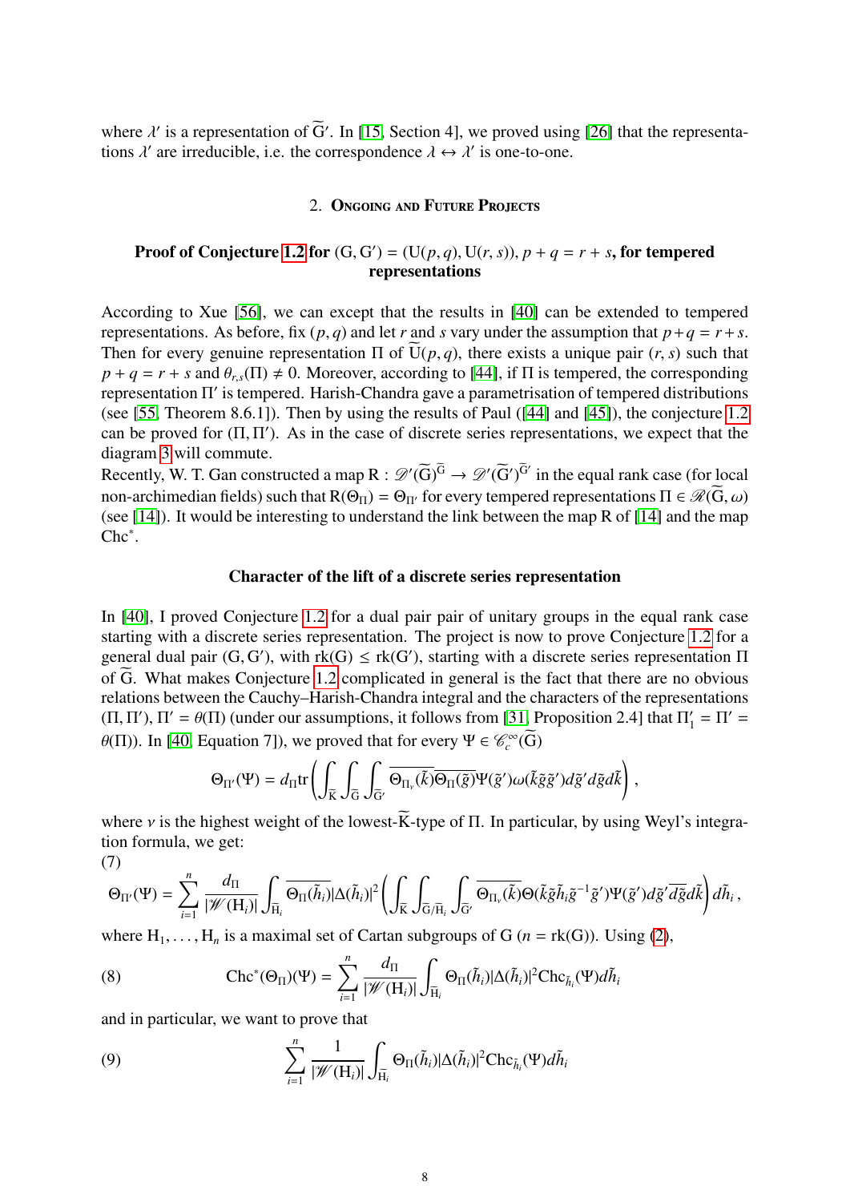where $\lambda'$ is a representation of $\widetilde{\mathrm{G}}'$. In [15, Section 4], we proved using [26] that the representations $\lambda'$ are irreducible, i.e. the correspondence $\lambda \leftrightarrow \lambda'$ is one-to-one.

## 2. Ongoing and Future Projects

**Proof of Conjecture 1.2 for $(\mathrm{G}, \mathrm{G}') = (\mathrm{U}(p, q), \mathrm{U}(r, s))$, $p + q = r + s$, for tempered representations**

According to Xue [56], we can except that the results in [40] can be extended to tempered representations. As before, fix $(p, q)$ and let $r$ and $s$ vary under the assumption that $p+q = r+s$. Then for every genuine representation $\Pi$ of $\widetilde{\mathrm{U}}(p, q)$, there exists a unique pair $(r, s)$ such that $p + q = r + s$ and $\theta_{r,s}(\Pi) \neq 0$. Moreover, according to [44], if $\Pi$ is tempered, the corresponding representation $\Pi'$ is tempered. Harish-Chandra gave a parametrisation of tempered distributions (see [55, Theorem 8.6.1]). Then by using the results of Paul ([44] and [45]), the conjecture 1.2 can be proved for $(\Pi, \Pi')$. As in the case of discrete series representations, we expect that the diagram 3 will commute.

Recently, W. T. Gan constructed a map $\mathrm{R} : \mathscr{D}'(\widetilde{\mathrm{G}})^{\widetilde{\mathrm{G}}} \to \mathscr{D}'(\widetilde{\mathrm{G}}')^{\widetilde{\mathrm{G}}'}$ in the equal rank case (for local non-archimedian fields) such that $\mathrm{R}(\Theta_\Pi) = \Theta_{\Pi'}$ for every tempered representations $\Pi \in \mathscr{R}(\widetilde{\mathrm{G}}, \omega)$ (see [14]). It would be interesting to understand the link between the map R of [14] and the map $\mathrm{Chc}^*$.

**Character of the lift of a discrete series representation**

In [40], I proved Conjecture 1.2 for a dual pair pair of unitary groups in the equal rank case starting with a discrete series representation. The project is now to prove Conjecture 1.2 for a general dual pair $(\mathrm{G}, \mathrm{G}')$, with $\mathrm{rk}(\mathrm{G}) \leq \mathrm{rk}(\mathrm{G}')$, starting with a discrete series representation $\Pi$ of $\widetilde{\mathrm{G}}$. What makes Conjecture 1.2 complicated in general is the fact that there are no obvious relations between the Cauchy–Harish-Chandra integral and the characters of the representations $(\Pi, \Pi')$, $\Pi' = \theta(\Pi)$ (under our assumptions, it follows from [31, Proposition 2.4] that $\Pi'_1 = \Pi' = \theta(\Pi)$). In [40, Equation 7]), we proved that for every $\Psi \in \mathscr{C}^\infty_c(\widetilde{\mathrm{G}})$

$$\Theta_{\Pi'}(\Psi) = d_\Pi \mathrm{tr}\left(\int_{\widetilde{\mathrm{K}}} \int_{\widetilde{\mathrm{G}}} \int_{\widetilde{\mathrm{G}}'} \overline{\Theta_{\Pi_\nu}(\tilde{k})} \overline{\Theta_\Pi(\tilde{g})} \Psi(\tilde{g}') \omega(\tilde{k}\tilde{g}\tilde{g}') d\tilde{g}' d\tilde{g} d\tilde{k}\right),$$

where $\nu$ is the highest weight of the lowest-$\widetilde{\mathrm{K}}$-type of $\Pi$. In particular, by using Weyl's integration formula, we get:

(7)
$$\Theta_{\Pi'}(\Psi) = \sum_{i=1}^n \frac{d_\Pi}{|\mathscr{W}(\mathrm{H}_i)|} \int_{\widetilde{\mathrm{H}}_i} \overline{\Theta_\Pi(\tilde{h}_i)} |\Delta(\tilde{h}_i)|^2 \left(\int_{\widetilde{\mathrm{K}}} \int_{\widetilde{\mathrm{G}}/\widetilde{\mathrm{H}}_i} \int_{\widetilde{\mathrm{G}}'} \overline{\Theta_{\Pi_\nu}(\tilde{k})} \Theta(\tilde{k}\tilde{g}\tilde{h}_i\tilde{g}^{-1}\tilde{g}') \Psi(\tilde{g}') d\tilde{g}' \overline{d\tilde{g}} d\tilde{k}\right) d\tilde{h}_i,$$

where $\mathrm{H}_1, \ldots, \mathrm{H}_n$ is a maximal set of Cartan subgroups of G ($n = \mathrm{rk}(\mathrm{G})$). Using (2),

$$\mathrm{Chc}^*(\Theta_\Pi)(\Psi) = \sum_{i=1}^n \frac{d_\Pi}{|\mathscr{W}(\mathrm{H}_i)|} \int_{\widetilde{\mathrm{H}}_i} \Theta_\Pi(\tilde{h}_i) |\Delta(\tilde{h}_i)|^2 \mathrm{Chc}_{\tilde{h}_i}(\Psi) d\tilde{h}_i \tag{8}$$

and in particular, we want to prove that

$$\sum_{i=1}^n \frac{1}{|\mathscr{W}(\mathrm{H}_i)|} \int_{\widetilde{\mathrm{H}}_i} \Theta_\Pi(\tilde{h}_i) |\Delta(\tilde{h}_i)|^2 \mathrm{Chc}_{\tilde{h}_i}(\Psi) d\tilde{h}_i \tag{9}$$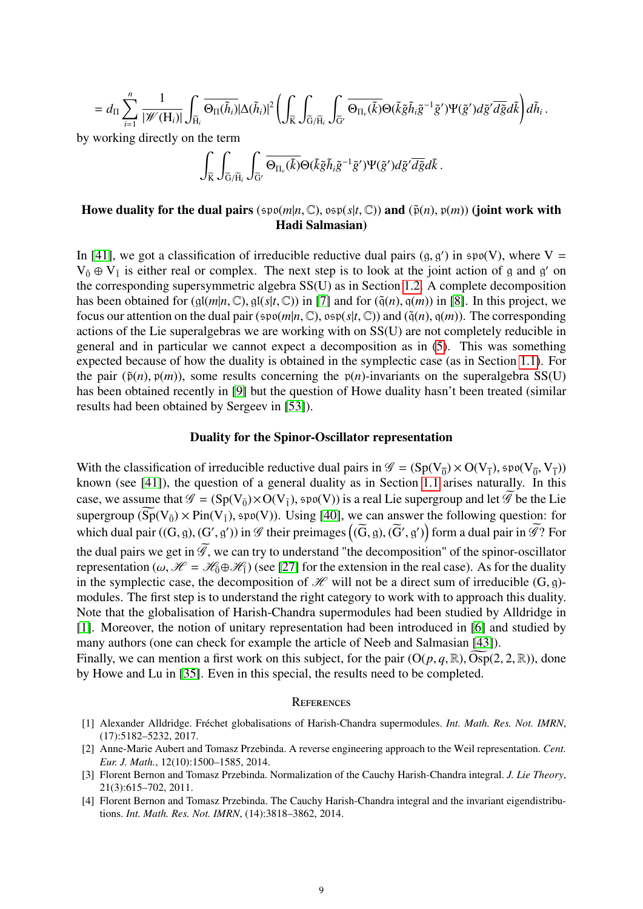$$= d_\Pi \sum_{i=1}^{n} \frac{1}{|\mathscr{W}(\mathrm{H}_i)|} \int_{\widetilde{\mathrm{H}}_i} \overline{\Theta_\Pi(\tilde{h}_i)} |\Delta(\tilde{h}_i)|^2 \left( \int_{\widetilde{\mathrm{K}}} \int_{\widetilde{\mathrm{G}}/\widetilde{\mathrm{H}}_i} \int_{\widetilde{\mathrm{G}}'} \overline{\Theta_{\Pi_\nu}(\tilde{k})} \Theta(\tilde{k}\tilde{g}\tilde{h}_i\tilde{g}^{-1}\tilde{g}') \Psi(\tilde{g}') d\tilde{g}' \overline{d\tilde{g}} d\tilde{k} \right) d\tilde{h}_i \,.$$

by working directly on the term

$$\int_{\widetilde{\mathrm{K}}} \int_{\widetilde{\mathrm{G}}/\widetilde{\mathrm{H}}_i} \int_{\widetilde{\mathrm{G}}'} \overline{\Theta_{\Pi_\nu}(\tilde{k})} \Theta(\tilde{k}\tilde{g}\tilde{h}_i\tilde{g}^{-1}\tilde{g}') \Psi(\tilde{g}') d\tilde{g}' \overline{d\tilde{g}} d\tilde{k} \,.$$

### Howe duality for the dual pairs $(\mathfrak{spo}(m|n, \mathbb{C}), \mathfrak{osp}(s|t, \mathbb{C}))$ and $(\tilde{\mathfrak{p}}(n), \mathfrak{p}(m))$ (joint work with Hadi Salmasian)

In [41], we got a classification of irreducible reductive dual pairs $(\mathfrak{g}, \mathfrak{g}')$ in $\mathfrak{spo}(\mathrm{V})$, where $\mathrm{V} = \mathrm{V}_{\bar{0}} \oplus \mathrm{V}_{\bar{1}}$ is either real or complex. The next step is to look at the joint action of $\mathfrak{g}$ and $\mathfrak{g}'$ on the corresponding supersymmetric algebra $\mathrm{SS(U)}$ as in Section 1.2. A complete decomposition has been obtained for $(\mathfrak{gl}(m|n, \mathbb{C}), \mathfrak{gl}(s|t, \mathbb{C}))$ in [7] and for $(\tilde{\mathfrak{q}}(n), \mathfrak{q}(m))$ in [8]. In this project, we focus our attention on the dual pair $(\mathfrak{spo}(m|n, \mathbb{C}), \mathfrak{osp}(s|t, \mathbb{C}))$ and $(\tilde{\mathfrak{q}}(n), \mathfrak{q}(m))$. The corresponding actions of the Lie superalgebras we are working with on $\mathrm{SS(U)}$ are not completely reducible in general and in particular we cannot expect a decomposition as in (5). This was something expected because of how the duality is obtained in the symplectic case (as in Section 1.1). For the pair $(\tilde{\mathfrak{p}}(n), \mathfrak{p}(m))$, some results concerning the $\mathfrak{p}(n)$-invariants on the superalgebra $\mathrm{SS(U)}$ has been obtained recently in [9] but the question of Howe duality hasn't been treated (similar results had been obtained by Sergeev in [53]).

### Duality for the Spinor-Oscillator representation

With the classification of irreducible reductive dual pairs in $\mathscr{G} = (\mathrm{Sp}(\mathrm{V}_{\bar{0}}) \times \mathrm{O}(\mathrm{V}_{\bar{1}}), \mathfrak{spo}(\mathrm{V}_{\bar{0}}, \mathrm{V}_{\bar{1}}))$ known (see [41]), the question of a general duality as in Section 1.1 arises naturally. In this case, we assume that $\mathscr{G} = (\mathrm{Sp}(\mathrm{V}_{\bar{0}}) \times \mathrm{O}(\mathrm{V}_{\bar{1}}), \mathfrak{spo}(\mathrm{V}))$ is a real Lie supergroup and let $\widetilde{\mathscr{G}}$ be the Lie supergroup $(\widetilde{\mathrm{Sp}}(\mathrm{V}_{\bar{0}}) \times \mathrm{Pin}(\mathrm{V}_{\bar{1}}), \mathfrak{spo}(\mathrm{V}))$. Using [40], we can answer the following question: for which dual pair $((\mathrm{G}, \mathfrak{g}), (\mathrm{G}', \mathfrak{g}'))$ in $\mathscr{G}$ their preimages $\left((\widetilde{\mathrm{G}}, \mathfrak{g}), (\widetilde{\mathrm{G}}', \mathfrak{g}')\right)$ form a dual pair in $\widetilde{\mathscr{G}}$? For the dual pairs we get in $\widetilde{\mathscr{G}}$, we can try to understand "the decomposition" of the spinor-oscillator representation $(\omega, \mathscr{H} = \mathscr{H}_{\bar{0}} \oplus \mathscr{H}_{\bar{1}})$ (see [27] for the extension in the real case). As for the duality in the symplectic case, the decomposition of $\mathscr{H}$ will not be a direct sum of irreducible $(\mathrm{G}, \mathfrak{g})$-modules. The first step is to understand the right category to work with to approach this duality. Note that the globalisation of Harish-Chandra supermodules had been studied by Alldridge in [1]. Moreover, the notion of unitary representation had been introduced in [6] and studied by many authors (one can check for example the article of Neeb and Salmasian [43]).
Finally, we can mention a first work on this subject, for the pair $(\mathrm{O}(p, q, \mathbb{R}), \widetilde{\mathrm{Osp}}(2, 2, \mathbb{R}))$, done by Howe and Lu in [35]. Even in this special, the results need to be completed.

## References

[1] Alexander Alldridge. Fréchet globalisations of Harish-Chandra supermodules. *Int. Math. Res. Not. IMRN*, (17):5182–5232, 2017.

[2] Anne-Marie Aubert and Tomasz Przebinda. A reverse engineering approach to the Weil representation. *Cent. Eur. J. Math.*, 12(10):1500–1585, 2014.

[3] Florent Bernon and Tomasz Przebinda. Normalization of the Cauchy Harish-Chandra integral. *J. Lie Theory*, 21(3):615–702, 2011.

[4] Florent Bernon and Tomasz Przebinda. The Cauchy Harish-Chandra integral and the invariant eigendistributions. *Int. Math. Res. Not. IMRN*, (14):3818–3862, 2014.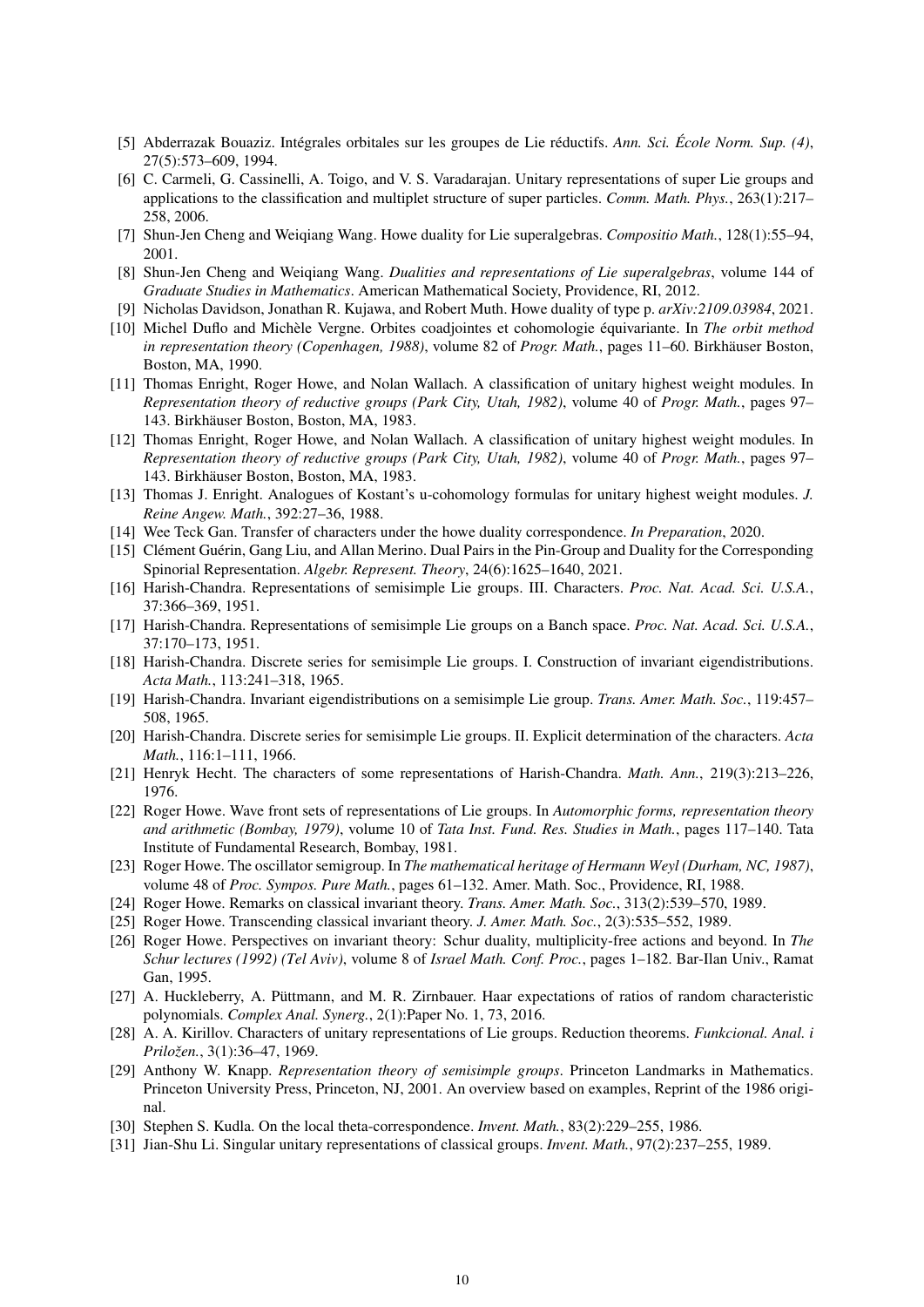- [5] Abderrazak Bouaziz. Intégrales orbitales sur les groupes de Lie réductifs. *Ann. Sci. École Norm. Sup. (4)*, 27(5):573–609, 1994.
- [6] C. Carmeli, G. Cassinelli, A. Toigo, and V. S. Varadarajan. Unitary representations of super Lie groups and applications to the classification and multiplet structure of super particles. *Comm. Math. Phys.*, 263(1):217–258, 2006.
- [7] Shun-Jen Cheng and Weiqiang Wang. Howe duality for Lie superalgebras. *Compositio Math.*, 128(1):55–94, 2001.
- [8] Shun-Jen Cheng and Weiqiang Wang. *Dualities and representations of Lie superalgebras*, volume 144 of *Graduate Studies in Mathematics*. American Mathematical Society, Providence, RI, 2012.
- [9] Nicholas Davidson, Jonathan R. Kujawa, and Robert Muth. Howe duality of type p. *arXiv:2109.03984*, 2021.
- [10] Michel Duflo and Michèle Vergne. Orbites coadjointes et cohomologie équivariante. In *The orbit method in representation theory (Copenhagen, 1988)*, volume 82 of *Progr. Math.*, pages 11–60. Birkhäuser Boston, Boston, MA, 1990.
- [11] Thomas Enright, Roger Howe, and Nolan Wallach. A classification of unitary highest weight modules. In *Representation theory of reductive groups (Park City, Utah, 1982)*, volume 40 of *Progr. Math.*, pages 97–143. Birkhäuser Boston, Boston, MA, 1983.
- [12] Thomas Enright, Roger Howe, and Nolan Wallach. A classification of unitary highest weight modules. In *Representation theory of reductive groups (Park City, Utah, 1982)*, volume 40 of *Progr. Math.*, pages 97–143. Birkhäuser Boston, Boston, MA, 1983.
- [13] Thomas J. Enright. Analogues of Kostant's u-cohomology formulas for unitary highest weight modules. *J. Reine Angew. Math.*, 392:27–36, 1988.
- [14] Wee Teck Gan. Transfer of characters under the howe duality correspondence. *In Preparation*, 2020.
- [15] Clément Guérin, Gang Liu, and Allan Merino. Dual Pairs in the Pin-Group and Duality for the Corresponding Spinorial Representation. *Algebr. Represent. Theory*, 24(6):1625–1640, 2021.
- [16] Harish-Chandra. Representations of semisimple Lie groups. III. Characters. *Proc. Nat. Acad. Sci. U.S.A.*, 37:366–369, 1951.
- [17] Harish-Chandra. Representations of semisimple Lie groups on a Banch space. *Proc. Nat. Acad. Sci. U.S.A.*, 37:170–173, 1951.
- [18] Harish-Chandra. Discrete series for semisimple Lie groups. I. Construction of invariant eigendistributions. *Acta Math.*, 113:241–318, 1965.
- [19] Harish-Chandra. Invariant eigendistributions on a semisimple Lie group. *Trans. Amer. Math. Soc.*, 119:457–508, 1965.
- [20] Harish-Chandra. Discrete series for semisimple Lie groups. II. Explicit determination of the characters. *Acta Math.*, 116:1–111, 1966.
- [21] Henryk Hecht. The characters of some representations of Harish-Chandra. *Math. Ann.*, 219(3):213–226, 1976.
- [22] Roger Howe. Wave front sets of representations of Lie groups. In *Automorphic forms, representation theory and arithmetic (Bombay, 1979)*, volume 10 of *Tata Inst. Fund. Res. Studies in Math.*, pages 117–140. Tata Institute of Fundamental Research, Bombay, 1981.
- [23] Roger Howe. The oscillator semigroup. In *The mathematical heritage of Hermann Weyl (Durham, NC, 1987)*, volume 48 of *Proc. Sympos. Pure Math.*, pages 61–132. Amer. Math. Soc., Providence, RI, 1988.
- [24] Roger Howe. Remarks on classical invariant theory. *Trans. Amer. Math. Soc.*, 313(2):539–570, 1989.
- [25] Roger Howe. Transcending classical invariant theory. *J. Amer. Math. Soc.*, 2(3):535–552, 1989.
- [26] Roger Howe. Perspectives on invariant theory: Schur duality, multiplicity-free actions and beyond. In *The Schur lectures (1992) (Tel Aviv)*, volume 8 of *Israel Math. Conf. Proc.*, pages 1–182. Bar-Ilan Univ., Ramat Gan, 1995.
- [27] A. Huckleberry, A. Püttmann, and M. R. Zirnbauer. Haar expectations of ratios of random characteristic polynomials. *Complex Anal. Synerg.*, 2(1):Paper No. 1, 73, 2016.
- [28] A. A. Kirillov. Characters of unitary representations of Lie groups. Reduction theorems. *Funkcional. Anal. i Priložen.*, 3(1):36–47, 1969.
- [29] Anthony W. Knapp. *Representation theory of semisimple groups*. Princeton Landmarks in Mathematics. Princeton University Press, Princeton, NJ, 2001. An overview based on examples, Reprint of the 1986 original.
- [30] Stephen S. Kudla. On the local theta-correspondence. *Invent. Math.*, 83(2):229–255, 1986.
- [31] Jian-Shu Li. Singular unitary representations of classical groups. *Invent. Math.*, 97(2):237–255, 1989.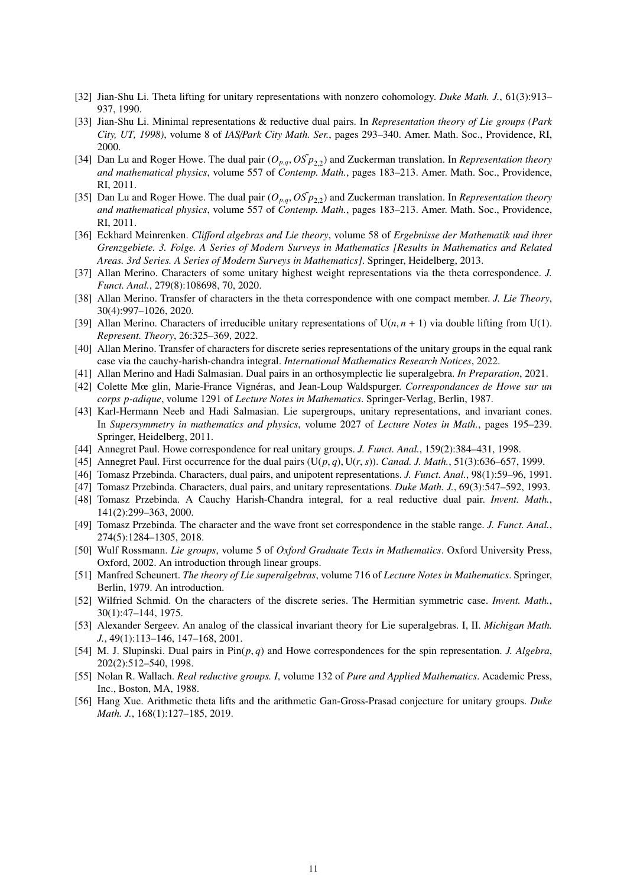[32] Jian-Shu Li. Theta lifting for unitary representations with nonzero cohomology. *Duke Math. J.*, 61(3):913–937, 1990.

[33] Jian-Shu Li. Minimal representations & reductive dual pairs. In *Representation theory of Lie groups (Park City, UT, 1998)*, volume 8 of *IAS/Park City Math. Ser.*, pages 293–340. Amer. Math. Soc., Providence, RI, 2000.

[34] Dan Lu and Roger Howe. The dual pair $(O_{p,q}, O\tilde{S}p_{2,2})$ and Zuckerman translation. In *Representation theory and mathematical physics*, volume 557 of *Contemp. Math.*, pages 183–213. Amer. Math. Soc., Providence, RI, 2011.

[35] Dan Lu and Roger Howe. The dual pair $(O_{p,q}, O\tilde{S}p_{2,2})$ and Zuckerman translation. In *Representation theory and mathematical physics*, volume 557 of *Contemp. Math.*, pages 183–213. Amer. Math. Soc., Providence, RI, 2011.

[36] Eckhard Meinrenken. *Clifford algebras and Lie theory*, volume 58 of *Ergebnisse der Mathematik und ihrer Grenzgebiete. 3. Folge. A Series of Modern Surveys in Mathematics [Results in Mathematics and Related Areas. 3rd Series. A Series of Modern Surveys in Mathematics]*. Springer, Heidelberg, 2013.

[37] Allan Merino. Characters of some unitary highest weight representations via the theta correspondence. *J. Funct. Anal.*, 279(8):108698, 70, 2020.

[38] Allan Merino. Transfer of characters in the theta correspondence with one compact member. *J. Lie Theory*, 30(4):997–1026, 2020.

[39] Allan Merino. Characters of irreducible unitary representations of $U(n, n+1)$ via double lifting from $U(1)$. *Represent. Theory*, 26:325–369, 2022.

[40] Allan Merino. Transfer of characters for discrete series representations of the unitary groups in the equal rank case via the cauchy-harish-chandra integral. *International Mathematics Research Notices*, 2022.

[41] Allan Merino and Hadi Salmasian. Dual pairs in an orthosymplectic lie superalgebra. *In Preparation*, 2021.

[42] Colette Mœ glin, Marie-France Vignéras, and Jean-Loup Waldspurger. *Correspondances de Howe sur un corps p-adique*, volume 1291 of *Lecture Notes in Mathematics*. Springer-Verlag, Berlin, 1987.

[43] Karl-Hermann Neeb and Hadi Salmasian. Lie supergroups, unitary representations, and invariant cones. In *Supersymmetry in mathematics and physics*, volume 2027 of *Lecture Notes in Math.*, pages 195–239. Springer, Heidelberg, 2011.

[44] Annegret Paul. Howe correspondence for real unitary groups. *J. Funct. Anal.*, 159(2):384–431, 1998.

[45] Annegret Paul. First occurrence for the dual pairs $(U(p, q), U(r, s))$. *Canad. J. Math.*, 51(3):636–657, 1999.

[46] Tomasz Przebinda. Characters, dual pairs, and unipotent representations. *J. Funct. Anal.*, 98(1):59–96, 1991.

[47] Tomasz Przebinda. Characters, dual pairs, and unitary representations. *Duke Math. J.*, 69(3):547–592, 1993.

[48] Tomasz Przebinda. A Cauchy Harish-Chandra integral, for a real reductive dual pair. *Invent. Math.*, 141(2):299–363, 2000.

[49] Tomasz Przebinda. The character and the wave front set correspondence in the stable range. *J. Funct. Anal.*, 274(5):1284–1305, 2018.

[50] Wulf Rossmann. *Lie groups*, volume 5 of *Oxford Graduate Texts in Mathematics*. Oxford University Press, Oxford, 2002. An introduction through linear groups.

[51] Manfred Scheunert. *The theory of Lie superalgebras*, volume 716 of *Lecture Notes in Mathematics*. Springer, Berlin, 1979. An introduction.

[52] Wilfried Schmid. On the characters of the discrete series. The Hermitian symmetric case. *Invent. Math.*, 30(1):47–144, 1975.

[53] Alexander Sergeev. An analog of the classical invariant theory for Lie superalgebras. I, II. *Michigan Math. J.*, 49(1):113–146, 147–168, 2001.

[54] M. J. Slupinski. Dual pairs in $\mathrm{Pin}(p, q)$ and Howe correspondences for the spin representation. *J. Algebra*, 202(2):512–540, 1998.

[55] Nolan R. Wallach. *Real reductive groups. I*, volume 132 of *Pure and Applied Mathematics*. Academic Press, Inc., Boston, MA, 1988.

[56] Hang Xue. Arithmetic theta lifts and the arithmetic Gan-Gross-Prasad conjecture for unitary groups. *Duke Math. J.*, 168(1):127–185, 2019.